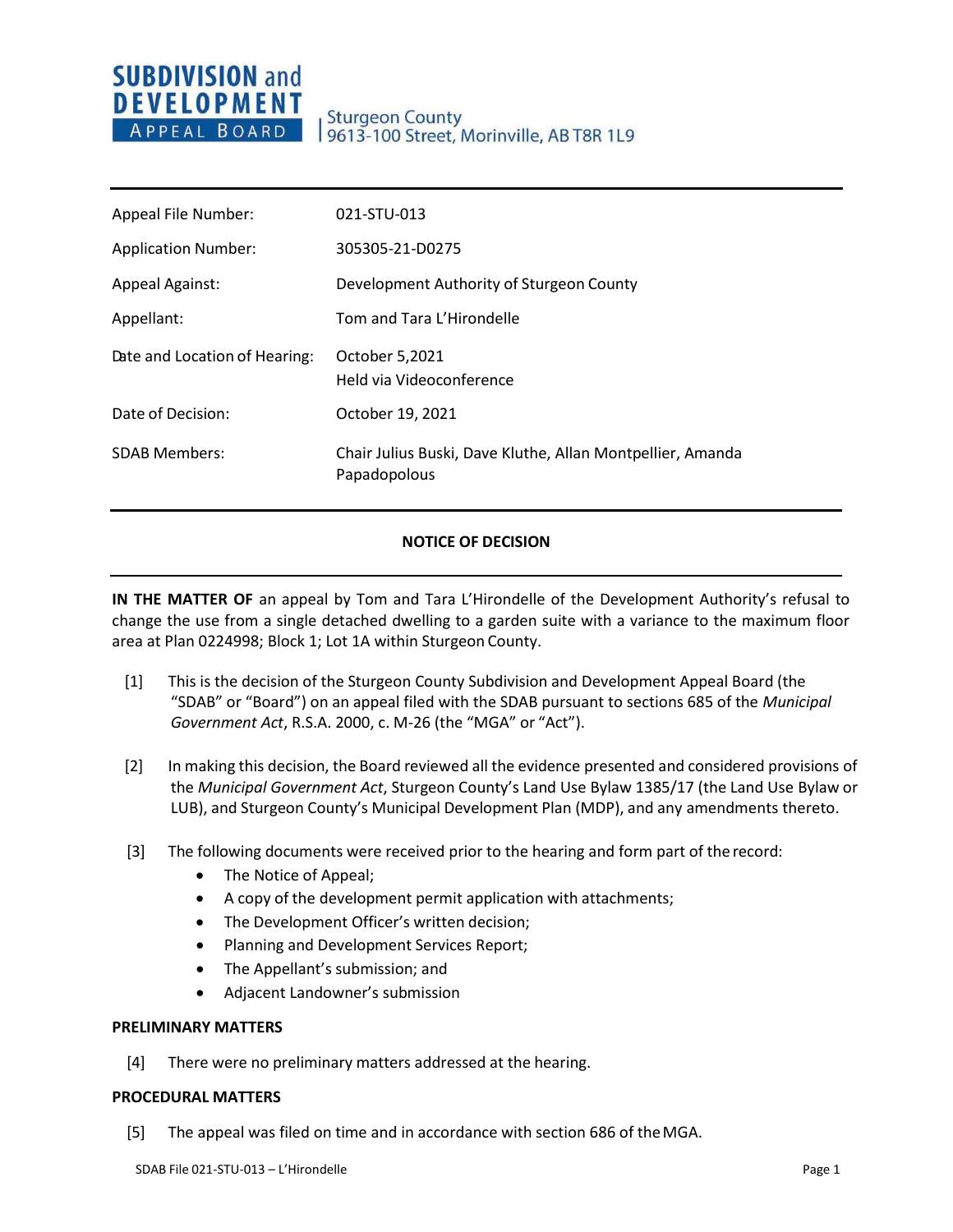**SUBDIVISION and DEVELOPMENT APPEAL BOARD**

Sturgeon County
9613-100 Street, Morinville, AB T8R 1L9

| | |
|---|---|
| Appeal File Number: | 021-STU-013 |
| Application Number: | 305305-21-D0275 |
| Appeal Against: | Development Authority of Sturgeon County |
| Appellant: | Tom and Tara L'Hirondelle |
| Date and Location of Hearing: | October 5,2021<br>Held via Videoconference |
| Date of Decision: | October 19, 2021 |
| SDAB Members: | Chair Julius Buski, Dave Kluthe, Allan Montpellier, Amanda Papadopolous |

## NOTICE OF DECISION

**IN THE MATTER OF** an appeal by Tom and Tara L'Hirondelle of the Development Authority's refusal to change the use from a single detached dwelling to a garden suite with a variance to the maximum floor area at Plan 0224998; Block 1; Lot 1A within Sturgeon County.

[1] This is the decision of the Sturgeon County Subdivision and Development Appeal Board (the "SDAB" or "Board") on an appeal filed with the SDAB pursuant to sections 685 of the *Municipal Government Act*, R.S.A. 2000, c. M-26 (the "MGA" or "Act").

[2] In making this decision, the Board reviewed all the evidence presented and considered provisions of the *Municipal Government Act*, Sturgeon County's Land Use Bylaw 1385/17 (the Land Use Bylaw or LUB), and Sturgeon County's Municipal Development Plan (MDP), and any amendments thereto.

[3] The following documents were received prior to the hearing and form part of the record:

- The Notice of Appeal;
- A copy of the development permit application with attachments;
- The Development Officer's written decision;
- Planning and Development Services Report;
- The Appellant's submission; and
- Adjacent Landowner's submission

### PRELIMINARY MATTERS

[4] There were no preliminary matters addressed at the hearing.

### PROCEDURAL MATTERS

[5] The appeal was filed on time and in accordance with section 686 of the MGA.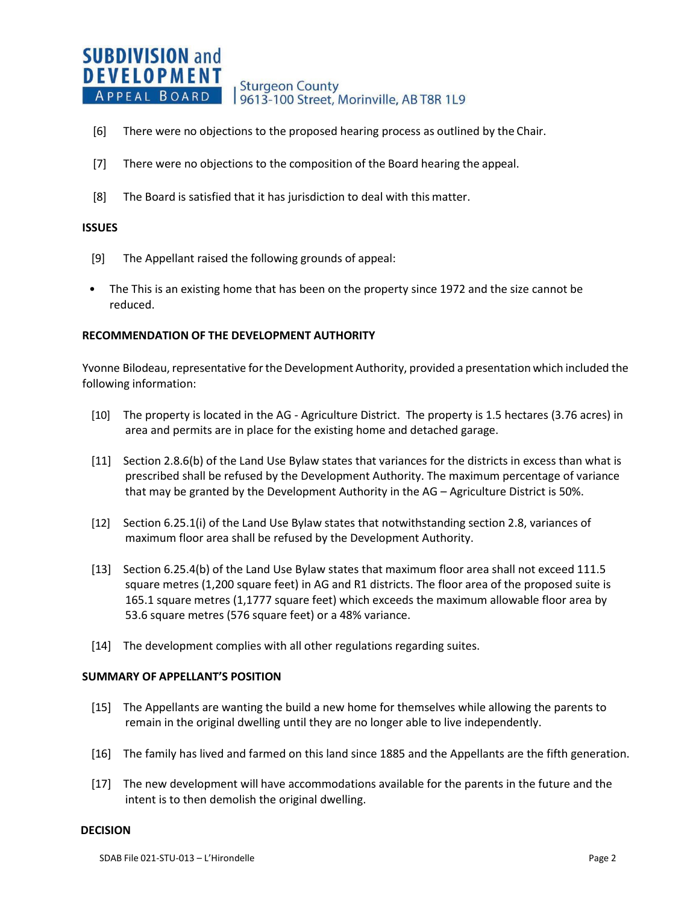[6] There were no objections to the proposed hearing process as outlined by the Chair.

[7] There were no objections to the composition of the Board hearing the appeal.

[8] The Board is satisfied that it has jurisdiction to deal with this matter.

**ISSUES**

[9] The Appellant raised the following grounds of appeal:

- The This is an existing home that has been on the property since 1972 and the size cannot be reduced.

**RECOMMENDATION OF THE DEVELOPMENT AUTHORITY**

Yvonne Bilodeau, representative for the Development Authority, provided a presentation which included the following information:

[10] The property is located in the AG - Agriculture District. The property is 1.5 hectares (3.76 acres) in area and permits are in place for the existing home and detached garage.

[11] Section 2.8.6(b) of the Land Use Bylaw states that variances for the districts in excess than what is prescribed shall be refused by the Development Authority. The maximum percentage of variance that may be granted by the Development Authority in the AG – Agriculture District is 50%.

[12] Section 6.25.1(i) of the Land Use Bylaw states that notwithstanding section 2.8, variances of maximum floor area shall be refused by the Development Authority.

[13] Section 6.25.4(b) of the Land Use Bylaw states that maximum floor area shall not exceed 111.5 square metres (1,200 square feet) in AG and R1 districts. The floor area of the proposed suite is 165.1 square metres (1,1777 square feet) which exceeds the maximum allowable floor area by 53.6 square metres (576 square feet) or a 48% variance.

[14] The development complies with all other regulations regarding suites.

**SUMMARY OF APPELLANT'S POSITION**

[15] The Appellants are wanting the build a new home for themselves while allowing the parents to remain in the original dwelling until they are no longer able to live independently.

[16] The family has lived and farmed on this land since 1885 and the Appellants are the fifth generation.

[17] The new development will have accommodations available for the parents in the future and the intent is to then demolish the original dwelling.

**DECISION**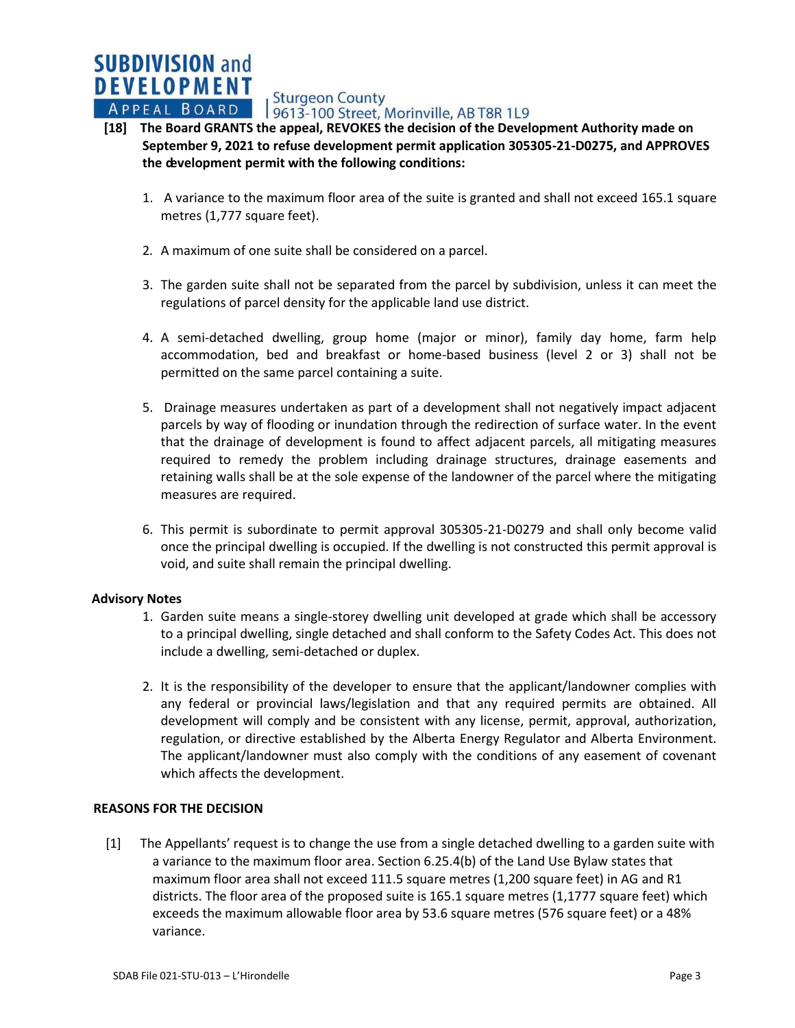**[18] The Board GRANTS the appeal, REVOKES the decision of the Development Authority made on September 9, 2021 to refuse development permit application 305305-21-D0275, and APPROVES the development permit with the following conditions:**

1. A variance to the maximum floor area of the suite is granted and shall not exceed 165.1 square metres (1,777 square feet).

2. A maximum of one suite shall be considered on a parcel.

3. The garden suite shall not be separated from the parcel by subdivision, unless it can meet the regulations of parcel density for the applicable land use district.

4. A semi-detached dwelling, group home (major or minor), family day home, farm help accommodation, bed and breakfast or home-based business (level 2 or 3) shall not be permitted on the same parcel containing a suite.

5. Drainage measures undertaken as part of a development shall not negatively impact adjacent parcels by way of flooding or inundation through the redirection of surface water. In the event that the drainage of development is found to affect adjacent parcels, all mitigating measures required to remedy the problem including drainage structures, drainage easements and retaining walls shall be at the sole expense of the landowner of the parcel where the mitigating measures are required.

6. This permit is subordinate to permit approval 305305-21-D0279 and shall only become valid once the principal dwelling is occupied. If the dwelling is not constructed this permit approval is void, and suite shall remain the principal dwelling.

**Advisory Notes**

1. Garden suite means a single-storey dwelling unit developed at grade which shall be accessory to a principal dwelling, single detached and shall conform to the Safety Codes Act. This does not include a dwelling, semi-detached or duplex.

2. It is the responsibility of the developer to ensure that the applicant/landowner complies with any federal or provincial laws/legislation and that any required permits are obtained. All development will comply and be consistent with any license, permit, approval, authorization, regulation, or directive established by the Alberta Energy Regulator and Alberta Environment. The applicant/landowner must also comply with the conditions of any easement of covenant which affects the development.

**REASONS FOR THE DECISION**

[1] The Appellants' request is to change the use from a single detached dwelling to a garden suite with a variance to the maximum floor area. Section 6.25.4(b) of the Land Use Bylaw states that maximum floor area shall not exceed 111.5 square metres (1,200 square feet) in AG and R1 districts. The floor area of the proposed suite is 165.1 square metres (1,1777 square feet) which exceeds the maximum allowable floor area by 53.6 square metres (576 square feet) or a 48% variance.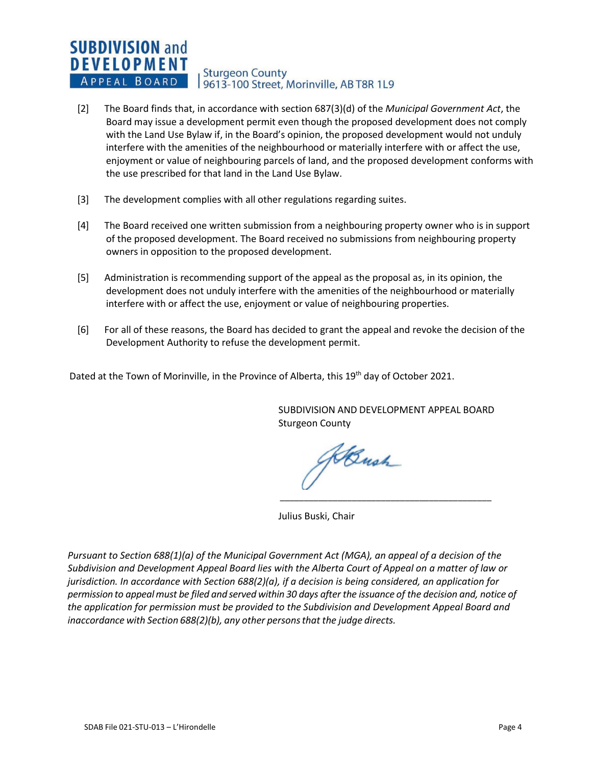[2] The Board finds that, in accordance with section 687(3)(d) of the *Municipal Government Act*, the Board may issue a development permit even though the proposed development does not comply with the Land Use Bylaw if, in the Board's opinion, the proposed development would not unduly interfere with the amenities of the neighbourhood or materially interfere with or affect the use, enjoyment or value of neighbouring parcels of land, and the proposed development conforms with the use prescribed for that land in the Land Use Bylaw.

[3] The development complies with all other regulations regarding suites.

[4] The Board received one written submission from a neighbouring property owner who is in support of the proposed development. The Board received no submissions from neighbouring property owners in opposition to the proposed development.

[5] Administration is recommending support of the appeal as the proposal as, in its opinion, the development does not unduly interfere with the amenities of the neighbourhood or materially interfere with or affect the use, enjoyment or value of neighbouring properties.

[6] For all of these reasons, the Board has decided to grant the appeal and revoke the decision of the Development Authority to refuse the development permit.

Dated at the Town of Morinville, in the Province of Alberta, this 19th day of October 2021.

SUBDIVISION AND DEVELOPMENT APPEAL BOARD
Sturgeon County

\_\_\_\_\_\_\_\_\_\_\_\_\_\_\_\_\_\_\_\_\_\_\_\_\_\_\_\_\_\_\_\_\_\_\_\_\_\_\_\_

Julius Buski, Chair

*Pursuant to Section 688(1)(a) of the Municipal Government Act (MGA), an appeal of a decision of the Subdivision and Development Appeal Board lies with the Alberta Court of Appeal on a matter of law or jurisdiction. In accordance with Section 688(2)(a), if a decision is being considered, an application for permission to appeal must be filed and served within 30 days after the issuance of the decision and, notice of the application for permission must be provided to the Subdivision and Development Appeal Board and inaccordance with Section 688(2)(b), any other persons that the judge directs.*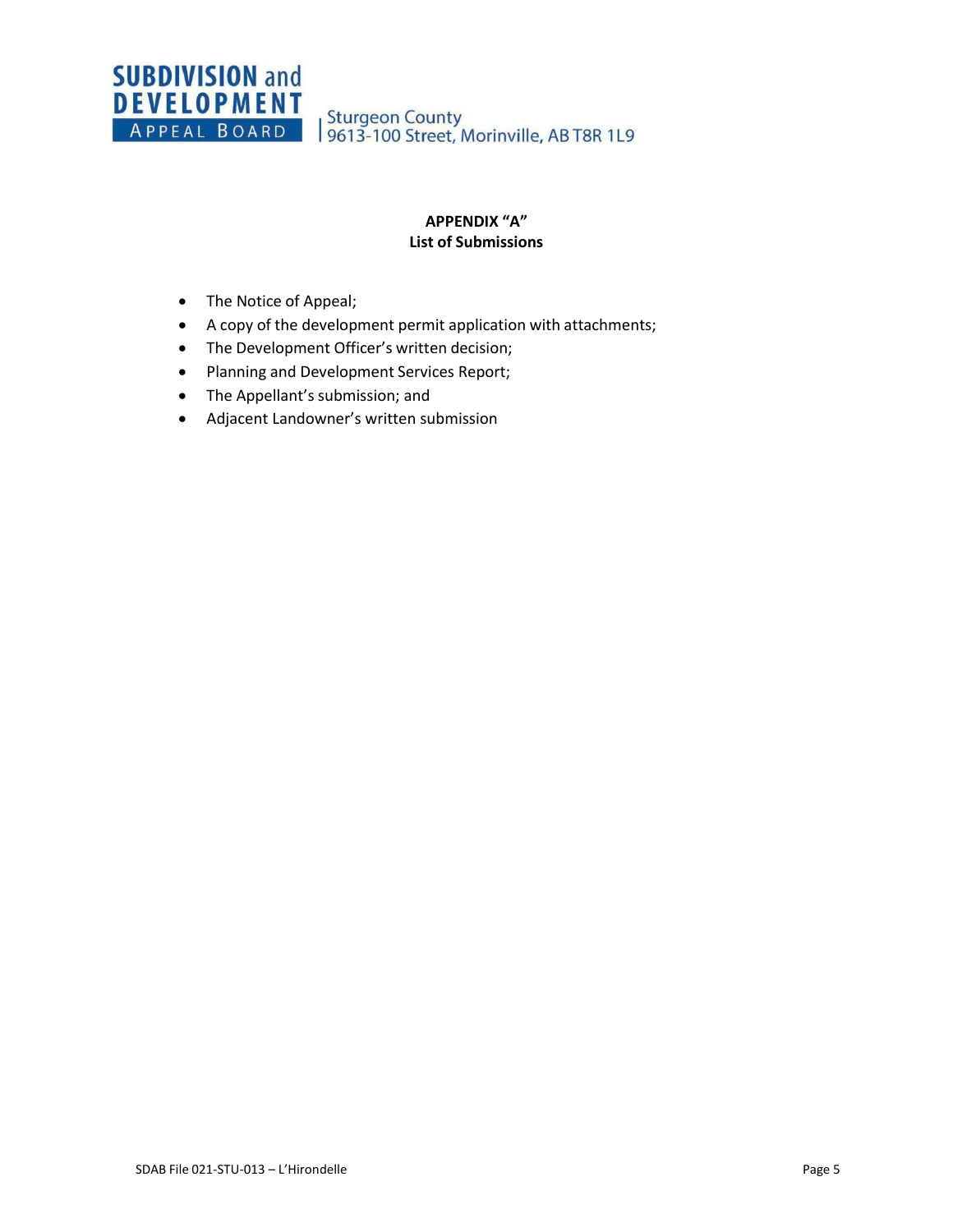**SUBDIVISION and DEVELOPMENT APPEAL BOARD** | Sturgeon County
9613-100 Street, Morinville, AB T8R 1L9

## APPENDIX "A"
## List of Submissions

- The Notice of Appeal;
- A copy of the development permit application with attachments;
- The Development Officer's written decision;
- Planning and Development Services Report;
- The Appellant's submission; and
- Adjacent Landowner's written submission